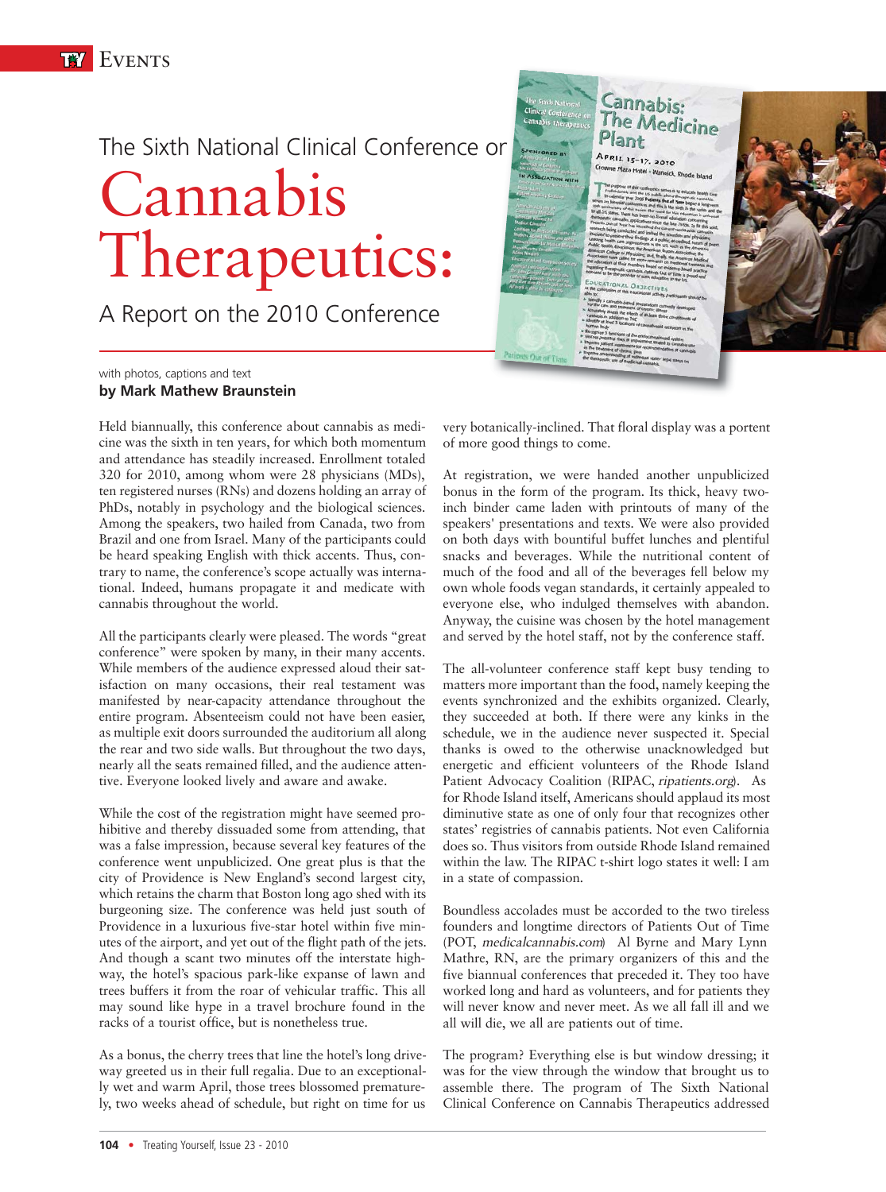# The Sixth National Clinical Conference on Cannabis Therapeutics:

## A Report on the 2010 Conference

with photos, captions and text
**by Mark Mathew Braunstein**

Held biannually, this conference about cannabis as medicine was the sixth in ten years, for which both momentum and attendance has steadily increased. Enrollment totaled 320 for 2010, among whom were 28 physicians (MDs), ten registered nurses (RNs) and dozens holding an array of PhDs, notably in psychology and the biological sciences. Among the speakers, two hailed from Canada, two from Brazil and one from Israel. Many of the participants could be heard speaking English with thick accents. Thus, contrary to name, the conference's scope actually was international. Indeed, humans propagate it and medicate with cannabis throughout the world.

All the participants clearly were pleased. The words "great conference" were spoken by many, in their many accents. While members of the audience expressed aloud their satisfaction on many occasions, their real testament was manifested by near-capacity attendance throughout the entire program. Absenteeism could not have been easier, as multiple exit doors surrounded the auditorium all along the rear and two side walls. But throughout the two days, nearly all the seats remained filled, and the audience attentive. Everyone looked lively and aware and awake.

While the cost of the registration might have seemed prohibitive and thereby dissuaded some from attending, that was a false impression, because several key features of the conference went unpublicized. One great plus is that the city of Providence is New England's second largest city, which retains the charm that Boston long ago shed with its burgeoning size. The conference was held just south of Providence in a luxurious five-star hotel within five minutes of the airport, and yet out of the flight path of the jets. And though a scant two minutes off the interstate highway, the hotel's spacious park-like expanse of lawn and trees buffers it from the roar of vehicular traffic. This all may sound like hype in a travel brochure found in the racks of a tourist office, but is nonetheless true.

As a bonus, the cherry trees that line the hotel's long driveway greeted us in their full regalia. Due to an exceptionally wet and warm April, those trees blossomed prematurely, two weeks ahead of schedule, but right on time for us very botanically-inclined. That floral display was a portent of more good things to come.

At registration, we were handed another unpublicized bonus in the form of the program. Its thick, heavy two-inch binder came laden with printouts of many of the speakers' presentations and texts. We were also provided on both days with bountiful buffet lunches and plentiful snacks and beverages. While the nutritional content of much of the food and all of the beverages fell below my own whole foods vegan standards, it certainly appealed to everyone else, who indulged themselves with abandon. Anyway, the cuisine was chosen by the hotel management and served by the hotel staff, not by the conference staff.

The all-volunteer conference staff kept busy tending to matters more important than the food, namely keeping the events synchronized and the exhibits organized. Clearly, they succeeded at both. If there were any kinks in the schedule, we in the audience never suspected it. Special thanks is owed to the otherwise unacknowledged but energetic and efficient volunteers of the Rhode Island Patient Advocacy Coalition (RIPAC, *ripatients.org*). As for Rhode Island itself, Americans should applaud its most diminutive state as one of only four that recognizes other states' registries of cannabis patients. Not even California does so. Thus visitors from outside Rhode Island remained within the law. The RIPAC t-shirt logo states it well: I am in a state of compassion.

Boundless accolades must be accorded to the two tireless founders and longtime directors of Patients Out of Time (POT, *medicalcannabis.com*) Al Byrne and Mary Lynn Mathre, RN, are the primary organizers of this and the five biannual conferences that preceded it. They too have worked long and hard as volunteers, and for patients they will never know and never meet. As we all fall ill and we all will die, we all are patients out of time.

The program? Everything else is but window dressing; it was for the view through the window that brought us to assemble there. The program of The Sixth National Clinical Conference on Cannabis Therapeutics addressed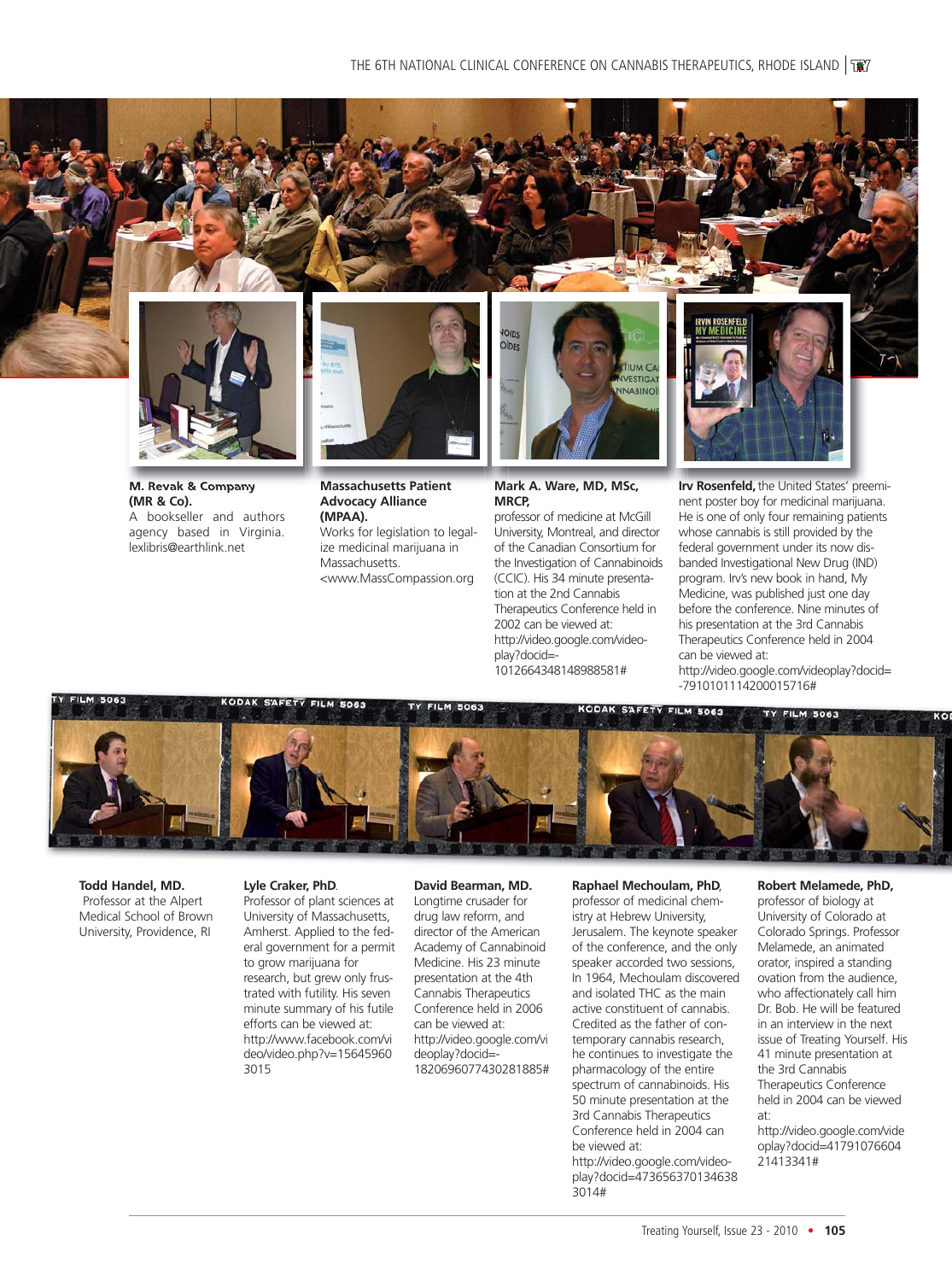**M. Revak & Company (MR & Co).**
A bookseller and authors agency based in Virginia. lexlibris@earthlink.net

**Massachusetts Patient Advocacy Alliance (MPAA).**
Works for legislation to legalize medicinal marijuana in Massachusetts. <www.MassCompassion.org

**Mark A. Ware, MD, MSc, MRCP,**
professor of medicine at McGill University, Montreal, and director of the Canadian Consortium for the Investigation of Cannabinoids (CCIC). His 34 minute presentation at the 2nd Cannabis Therapeutics Conference held in 2002 can be viewed at: http://video.google.com/videoplay?docid=-1012664348148988581#

**Irv Rosenfeld,** the United States' preeminent poster boy for medicinal marijuana. He is one of only four remaining patients whose cannabis is still provided by the federal government under its now disbanded Investigational New Drug (IND) program. Irv's new book in hand, My Medicine, was published just one day before the conference. Nine minutes of his presentation at the 3rd Cannabis Therapeutics Conference held in 2004 can be viewed at: http://video.google.com/videoplay?docid=-7910101114200015716#

**Todd Handel, MD.**
Professor at the Alpert Medical School of Brown University, Providence, RI

**Lyle Craker, PhD.**
Professor of plant sciences at University of Massachusetts, Amherst. Applied to the federal government for a permit to grow marijuana for research, but grew only frustrated with futility. His seven minute summary of his futile efforts can be viewed at: http://www.facebook.com/video/video.php?v=156459603015

**David Bearman, MD.**
Longtime crusader for drug law reform, and director of the American Academy of Cannabinoid Medicine. His 23 minute presentation at the 4th Cannabis Therapeutics Conference held in 2006 can be viewed at: http://video.google.com/videoplay?docid=-1820696077430281885#

**Raphael Mechoulam, PhD,**
professor of medicinal chemistry at Hebrew University, Jerusalem. The keynote speaker of the conference, and the only speaker accorded two sessions, In 1964, Mechoulam discovered and isolated THC as the main active constituent of cannabis. Credited as the father of contemporary cannabis research, he continues to investigate the pharmacology of the entire spectrum of cannabinoids. His 50 minute presentation at the 3rd Cannabis Therapeutics Conference held in 2004 can be viewed at: http://video.google.com/videoplay?docid=4736563701346383014#

**Robert Melamede, PhD,**
professor of biology at University of Colorado at Colorado Springs. Professor Melamede, an animated orator, inspired a standing ovation from the audience, who affectionately call him Dr. Bob. He will be featured in an interview in the next issue of Treating Yourself. His 41 minute presentation at the 3rd Cannabis Therapeutics Conference held in 2004 can be viewed at: http://video.google.com/videoplay?docid=4179107660421413341#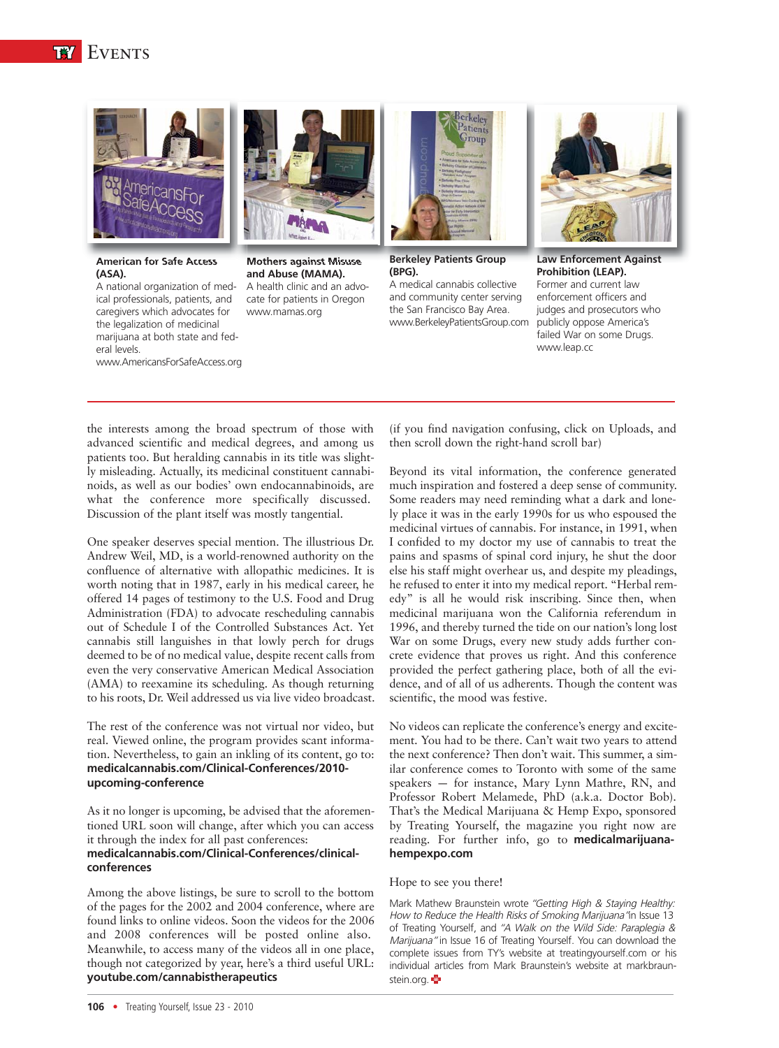**American for Safe Access (ASA).**
A national organization of medical professionals, patients, and caregivers which advocates for the legalization of medicinal marijuana at both state and federal levels.
www.AmericansForSafeAccess.org

**Mothers against Misuse and Abuse (MAMA).**
A health clinic and an advocate for patients in Oregon
www.mamas.org

**Berkeley Patients Group (BPG).**
A medical cannabis collective and community center serving the San Francisco Bay Area.
www.BerkeleyPatientsGroup.com

**Law Enforcement Against Prohibition (LEAP).**
Former and current law enforcement officers and judges and prosecutors who publicly oppose America's failed War on some Drugs.
www.leap.cc

the interests among the broad spectrum of those with advanced scientific and medical degrees, and among us patients too. But heralding cannabis in its title was slightly misleading. Actually, its medicinal constituent cannabinoids, as well as our bodies' own endocannabinoids, are what the conference more specifically discussed. Discussion of the plant itself was mostly tangential.

One speaker deserves special mention. The illustrious Dr. Andrew Weil, MD, is a world-renowned authority on the confluence of alternative with allopathic medicines. It is worth noting that in 1987, early in his medical career, he offered 14 pages of testimony to the U.S. Food and Drug Administration (FDA) to advocate rescheduling cannabis out of Schedule I of the Controlled Substances Act. Yet cannabis still languishes in that lowly perch for drugs deemed to be of no medical value, despite recent calls from even the very conservative American Medical Association (AMA) to reexamine its scheduling. As though returning to his roots, Dr. Weil addressed us via live video broadcast.

The rest of the conference was not virtual nor video, but real. Viewed online, the program provides scant information. Nevertheless, to gain an inkling of its content, go to: **medicalcannabis.com/Clinical-Conferences/2010-upcoming-conference**

As it no longer is upcoming, be advised that the aforementioned URL soon will change, after which you can access it through the index for all past conferences: **medicalcannabis.com/Clinical-Conferences/clinical-conferences**

Among the above listings, be sure to scroll to the bottom of the pages for the 2002 and 2004 conference, where are found links to online videos. Soon the videos for the 2006 and 2008 conferences will be posted online also. Meanwhile, to access many of the videos all in one place, though not categorized by year, here's a third useful URL: **youtube.com/cannabistherapeutics**

(if you find navigation confusing, click on Uploads, and then scroll down the right-hand scroll bar)

Beyond its vital information, the conference generated much inspiration and fostered a deep sense of community. Some readers may need reminding what a dark and lonely place it was in the early 1990s for us who espoused the medicinal virtues of cannabis. For instance, in 1991, when I confided to my doctor my use of cannabis to treat the pains and spasms of spinal cord injury, he shut the door else his staff might overhear us, and despite my pleadings, he refused to enter it into my medical report. "Herbal remedy" is all he would risk inscribing. Since then, when medicinal marijuana won the California referendum in 1996, and thereby turned the tide on our nation's long lost War on some Drugs, every new study adds further concrete evidence that proves us right. And this conference provided the perfect gathering place, both of all the evidence, and of all of us adherents. Though the content was scientific, the mood was festive.

No videos can replicate the conference's energy and excitement. You had to be there. Can't wait two years to attend the next conference? Then don't wait. This summer, a similar conference comes to Toronto with some of the same speakers — for instance, Mary Lynn Mathre, RN, and Professor Robert Melamede, PhD (a.k.a. Doctor Bob). That's the Medical Marijuana & Hemp Expo, sponsored by Treating Yourself, the magazine you right now are reading. For further info, go to **medicalmarijuana-hempexpo.com**

Hope to see you there!

Mark Mathew Braunstein wrote *"Getting High & Staying Healthy: How to Reduce the Health Risks of Smoking Marijuana"* In Issue 13 of Treating Yourself, and *"A Walk on the Wild Side: Paraplegia & Marijuana"* in Issue 16 of Treating Yourself. You can download the complete issues from TY's website at treatingyourself.com or his individual articles from Mark Braunstein's website at markbraunstein.org.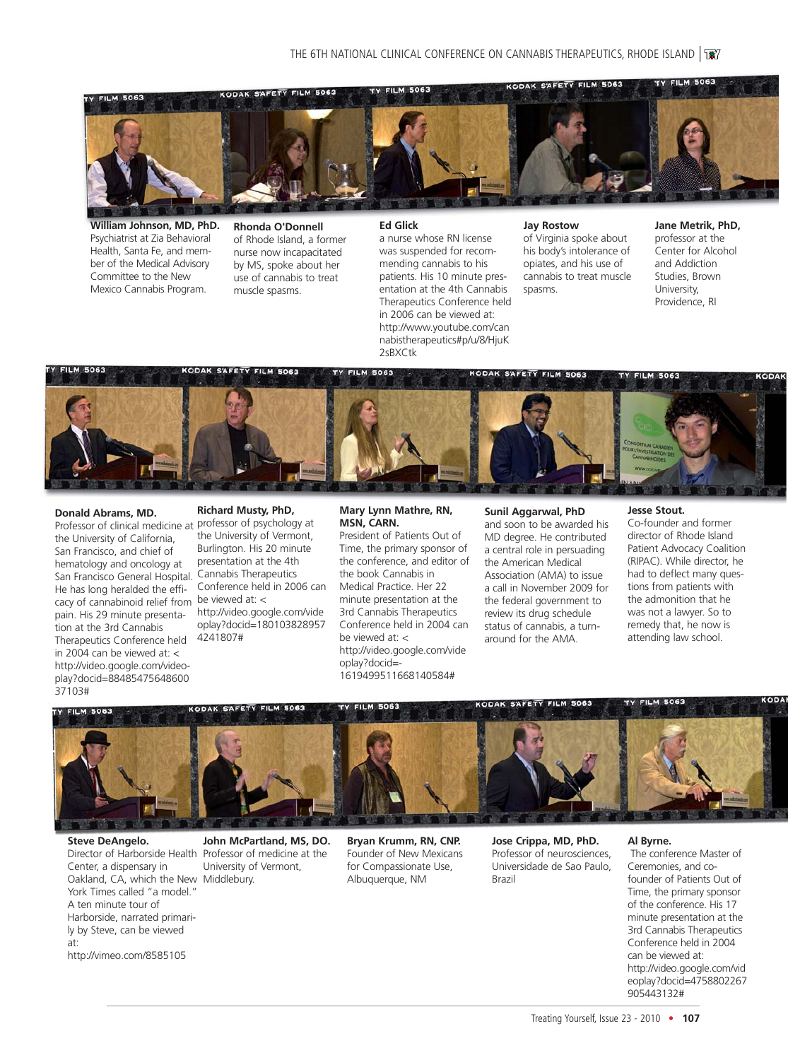**William Johnson, MD, PhD.**
Psychiatrist at Zia Behavioral Health, Santa Fe, and member of the Medical Advisory Committee to the New Mexico Cannabis Program.

**Rhonda O'Donnell**
of Rhode Island, a former nurse now incapacitated by MS, spoke about her use of cannabis to treat muscle spasms.

**Ed Glick**
a nurse whose RN license was suspended for recommending cannabis to his patients. His 10 minute presentation at the 4th Cannabis Therapeutics Conference held in 2006 can be viewed at: http://www.youtube.com/cannabistherapeutics#p/u/8/HjuK2sBXCtk

**Jay Rostow**
of Virginia spoke about his body's intolerance of opiates, and his use of cannabis to treat muscle spasms.

**Jane Metrik, PhD,**
professor at the Center for Alcohol and Addiction Studies, Brown University, Providence, RI

**Donald Abrams, MD.**
Professor of clinical medicine at the University of California, San Francisco, and chief of hematology and oncology at San Francisco General Hospital. He has long heralded the efficacy of cannabinoid relief from pain. His 29 minute presentation at the 3rd Cannabis Therapeutics Conference held in 2004 can be viewed at: < http://video.google.com/videoplay?docid=8848547564860037103#

**Richard Musty, PhD,**
professor of psychology at the University of Vermont, Burlington. His 20 minute presentation at the 4th Cannabis Therapeutics Conference held in 2006 can be viewed at: < http://video.google.com/videoplay?docid=1801038289574241807#

**Mary Lynn Mathre, RN, MSN, CARN.**
President of Patients Out of Time, the primary sponsor of the conference, and editor of the book Cannabis in Medical Practice. Her 22 minute presentation at the 3rd Cannabis Therapeutics Conference held in 2004 can be viewed at: < http://video.google.com/videoplay?docid=-1619499511668140584#

**Sunil Aggarwal, PhD**
and soon to be awarded his MD degree. He contributed a central role in persuading the American Medical Association (AMA) to issue a call in November 2009 for the federal government to review its drug schedule status of cannabis, a turnaround for the AMA.

**Jesse Stout.**
Co-founder and former director of Rhode Island Patient Advocacy Coalition (RIPAC). While director, he had to deflect many questions from patients with the admonition that he was not a lawyer. So to remedy that, he now is attending law school.

**Steve DeAngelo.**
Director of Harborside Health Center, a dispensary in Oakland, CA, which the New York Times called "a model." A ten minute tour of Harborside, narrated primarily by Steve, can be viewed at: http://vimeo.com/8585105

**John McPartland, MS, DO.**
Professor of medicine at the University of Vermont, Middlebury.

**Bryan Krumm, RN, CNP.**
Founder of New Mexicans for Compassionate Use, Albuquerque, NM

**Jose Crippa, MD, PhD.**
Professor of neurosciences, Universidade de Sao Paulo, Brazil

**Al Byrne.**
The conference Master of Ceremonies, and co-founder of Patients Out of Time, the primary sponsor of the conference. His 17 minute presentation at the 3rd Cannabis Therapeutics Conference held in 2004 can be viewed at: http://video.google.com/videoplay?docid=4758802267905443132#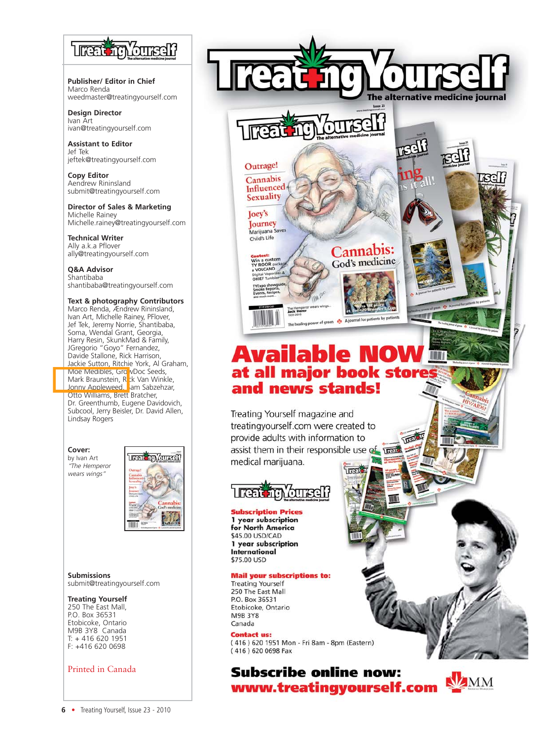## Treating Yourself
The alternative medicine journal

**Publisher/ Editor in Chief**
Marco Renda
weedmaster@treatingyourself.com

**Design Director**
Ivan Art
ivan@treatingyourself.com

**Assistant to Editor**
Jef Tek
jeftek@treatingyourself.com

**Copy Editor**
Aendrew Rininsland
submit@treatingyourself.com

**Director of Sales & Marketing**
Michelle Rainey
Michelle.rainey@treatingyourself.com

**Technical Writer**
Ally a.k.a Pflover
ally@treatingyourself.com

**Q&A Advisor**
Shantibaba
shantibaba@treatingyourself.com

**Text & photography Contributors**
Marco Renda, Ændrew Rininsland, Ivan Art, Michelle Rainey, PFlover, Jef Tek, Jeremy Norrie, Shantibaba, Soma, Wendal Grant, Georgia, Harry Resin, SkunkMad & Family, JGregorio "Goyo" Fernandez, Davide Stallone, Rick Harrison, Jackie Sutton, Ritchie York, Al Graham, Moe Medibles, GrowDoc Seeds, Mark Braunstein, Rick Van Winkle, Jonny Appleweed, Sam Sabzehzar, Otto Williams, Brett Bratcher, Dr. Greenthumb, Eugene Davidovich, Subcool, Jerry Beisler, Dr. David Allen, Lindsay Rogers

**Cover:**
by Ivan Art
*"The Hemperor wears wings"*

**Submissions**
submit@treatingyourself.com

**Treating Yourself**
250 The East Mall,
P.O. Box 36531
Etobicoke, Ontario
M9B 3Y8 Canada
T: + 416 620 1951
F: +416 620 0698

Printed in Canada

# Treating Yourself
The alternative medicine journal

# Available NOW
## at all major book stores and news stands!

Treating Yourself magazine and treatingyourself.com were created to provide adults with information to assist them in their responsible use of medical marijuana.

**Subscription Prices**
**1 year subscription for North America**
$45.00 USD/CAD
**1 year subscription International**
$75.00 USD

**Mail your subscriptions to:**
Treating Yourself
250 The East Mall
P.O. Box 36531
Etobicoke, Ontario
M9B 3Y8
Canada

**Contact us:**
( 416 ) 620 1951 Mon - Fri 8am - 8pm (Eastern)
( 416 ) 620 0698 Fax

## Subscribe online now:
## www.treatingyourself.com